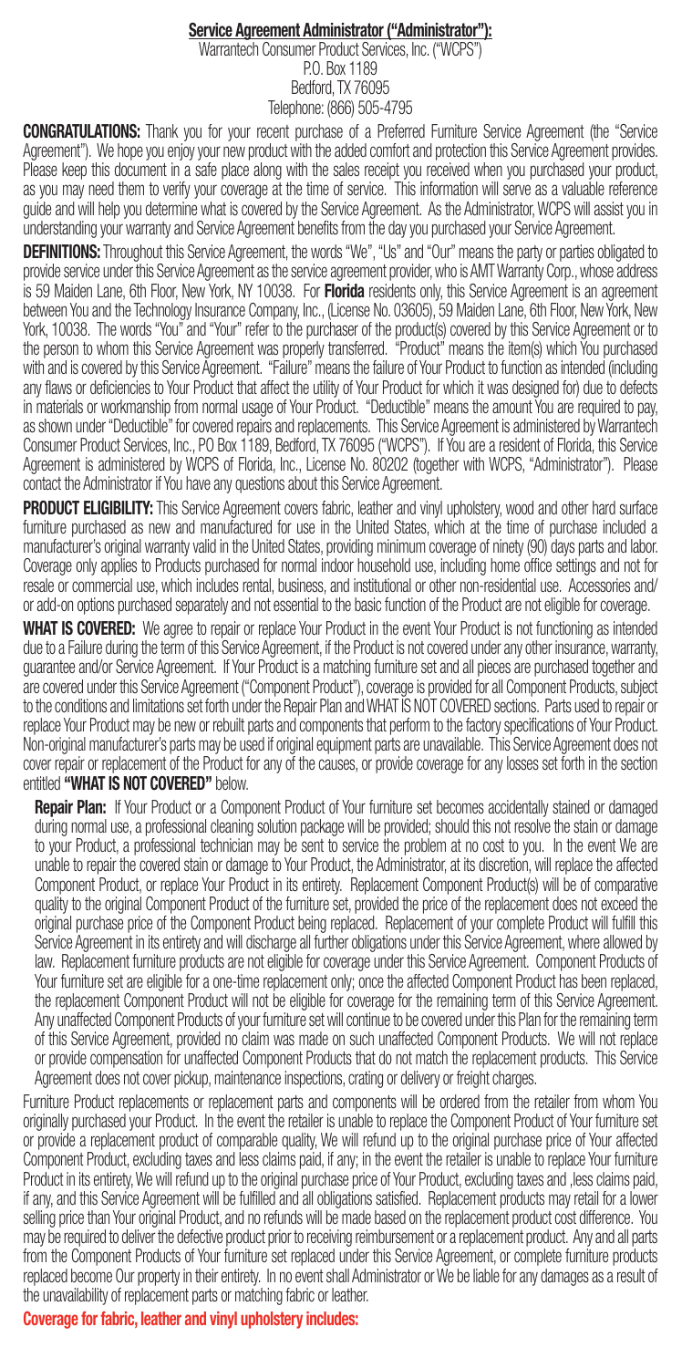**Service Agreement Administrator ("Administrator"):**

Warrantech Consumer Product Services, Inc. ("WCPS")
P.O. Box 1189
Bedford, TX 76095
Telephone: (866) 505-4795

**CONGRATULATIONS:** Thank you for your recent purchase of a Preferred Furniture Service Agreement (the "Service Agreement"). We hope you enjoy your new product with the added comfort and protection this Service Agreement provides. Please keep this document in a safe place along with the sales receipt you received when you purchased your product, as you may need them to verify your coverage at the time of service. This information will serve as a valuable reference guide and will help you determine what is covered by the Service Agreement. As the Administrator, WCPS will assist you in understanding your warranty and Service Agreement benefits from the day you purchased your Service Agreement.

**DEFINITIONS:** Throughout this Service Agreement, the words "We", "Us" and "Our" means the party or parties obligated to provide service under this Service Agreement as the service agreement provider, who is AMT Warranty Corp., whose address is 59 Maiden Lane, 6th Floor, New York, NY 10038. For **Florida** residents only, this Service Agreement is an agreement between You and the Technology Insurance Company, Inc., (License No. 03605), 59 Maiden Lane, 6th Floor, New York, New York, 10038. The words "You" and "Your" refer to the purchaser of the product(s) covered by this Service Agreement or to the person to whom this Service Agreement was properly transferred. "Product" means the item(s) which You purchased with and is covered by this Service Agreement. "Failure" means the failure of Your Product to function as intended (including any flaws or deficiencies to Your Product that affect the utility of Your Product for which it was designed for) due to defects in materials or workmanship from normal usage of Your Product. "Deductible" means the amount You are required to pay, as shown under "Deductible" for covered repairs and replacements. This Service Agreement is administered by Warrantech Consumer Product Services, Inc., PO Box 1189, Bedford, TX 76095 ("WCPS"). If You are a resident of Florida, this Service Agreement is administered by WCPS of Florida, Inc., License No. 80202 (together with WCPS, "Administrator"). Please contact the Administrator if You have any questions about this Service Agreement.

**PRODUCT ELIGIBILITY:** This Service Agreement covers fabric, leather and vinyl upholstery, wood and other hard surface furniture purchased as new and manufactured for use in the United States, which at the time of purchase included a manufacturer's original warranty valid in the United States, providing minimum coverage of ninety (90) days parts and labor. Coverage only applies to Products purchased for normal indoor household use, including home office settings and not for resale or commercial use, which includes rental, business, and institutional or other non-residential use. Accessories and/or add-on options purchased separately and not essential to the basic function of the Product are not eligible for coverage.

**WHAT IS COVERED:** We agree to repair or replace Your Product in the event Your Product is not functioning as intended due to a Failure during the term of this Service Agreement, if the Product is not covered under any other insurance, warranty, guarantee and/or Service Agreement. If Your Product is a matching furniture set and all pieces are purchased together and are covered under this Service Agreement ("Component Product"), coverage is provided for all Component Products, subject to the conditions and limitations set forth under the Repair Plan and WHAT IS NOT COVERED sections. Parts used to repair or replace Your Product may be new or rebuilt parts and components that perform to the factory specifications of Your Product. Non-original manufacturer's parts may be used if original equipment parts are unavailable. This Service Agreement does not cover repair or replacement of the Product for any of the causes, or provide coverage for any losses set forth in the section entitled **"WHAT IS NOT COVERED"** below.

**Repair Plan:** If Your Product or a Component Product of Your furniture set becomes accidentally stained or damaged during normal use, a professional cleaning solution package will be provided; should this not resolve the stain or damage to your Product, a professional technician may be sent to service the problem at no cost to you. In the event We are unable to repair the covered stain or damage to Your Product, the Administrator, at its discretion, will replace the affected Component Product, or replace Your Product in its entirety. Replacement Component Product(s) will be of comparative quality to the original Component Product of the furniture set, provided the price of the replacement does not exceed the original purchase price of the Component Product being replaced. Replacement of your complete Product will fulfill this Service Agreement in its entirety and will discharge all further obligations under this Service Agreement, where allowed by law. Replacement furniture products are not eligible for coverage under this Service Agreement. Component Products of Your furniture set are eligible for a one-time replacement only; once the affected Component Product has been replaced, the replacement Component Product will not be eligible for coverage for the remaining term of this Service Agreement. Any unaffected Component Products of your furniture set will continue to be covered under this Plan for the remaining term of this Service Agreement, provided no claim was made on such unaffected Component Products. We will not replace or provide compensation for unaffected Component Products that do not match the replacement products. This Service Agreement does not cover pickup, maintenance inspections, crating or delivery or freight charges.

Furniture Product replacements or replacement parts and components will be ordered from the retailer from whom You originally purchased your Product. In the event the retailer is unable to replace the Component Product of Your furniture set or provide a replacement product of comparable quality, We will refund up to the original purchase price of Your affected Component Product, excluding taxes and less claims paid, if any; in the event the retailer is unable to replace Your furniture Product in its entirety, We will refund up to the original purchase price of Your Product, excluding taxes and ,less claims paid, if any, and this Service Agreement will be fulfilled and all obligations satisfied. Replacement products may retail for a lower selling price than Your original Product, and no refunds will be made based on the replacement product cost difference. You may be required to deliver the defective product prior to receiving reimbursement or a replacement product. Any and all parts from the Component Products of Your furniture set replaced under this Service Agreement, or complete furniture products replaced become Our property in their entirety. In no event shall Administrator or We be liable for any damages as a result of the unavailability of replacement parts or matching fabric or leather.

**Coverage for fabric, leather and vinyl upholstery includes:**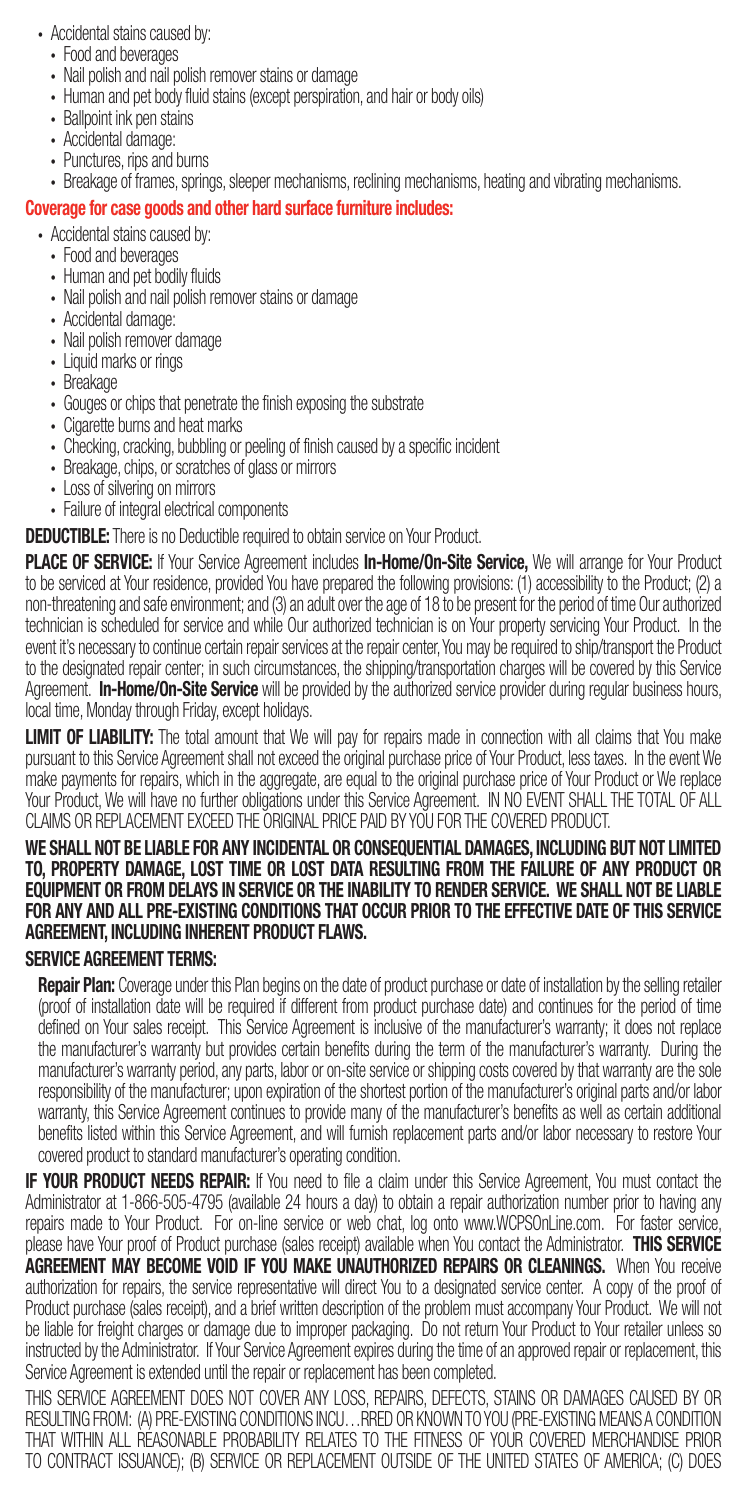- Accidental stains caused by:
  - Food and beverages
  - Nail polish and nail polish remover stains or damage
  - Human and pet body fluid stains (except perspiration, and hair or body oils)
  - Ballpoint ink pen stains
- Accidental damage:
  - Punctures, rips and burns
  - Breakage of frames, springs, sleeper mechanisms, reclining mechanisms, heating and vibrating mechanisms.

**Coverage for case goods and other hard surface furniture includes:**

- Accidental stains caused by:
  - Food and beverages
  - Human and pet bodily fluids
  - Nail polish and nail polish remover stains or damage
- Accidental damage:
  - Nail polish remover damage
  - Liquid marks or rings
  - Breakage
  - Gouges or chips that penetrate the finish exposing the substrate
  - Cigarette burns and heat marks
  - Checking, cracking, bubbling or peeling of finish caused by a specific incident
  - Breakage, chips, or scratches of glass or mirrors
  - Loss of silvering on mirrors
  - Failure of integral electrical components

**DEDUCTIBLE:** There is no Deductible required to obtain service on Your Product.

**PLACE OF SERVICE:** If Your Service Agreement includes **In-Home/On-Site Service,** We will arrange for Your Product to be serviced at Your residence, provided You have prepared the following provisions: (1) accessibility to the Product; (2) a non-threatening and safe environment; and (3) an adult over the age of 18 to be present for the period of time Our authorized technician is scheduled for service and while Our authorized technician is on Your property servicing Your Product. In the event it's necessary to continue certain repair services at the repair center, You may be required to ship/transport the Product to the designated repair center; in such circumstances, the shipping/transportation charges will be covered by this Service Agreement. **In-Home/On-Site Service** will be provided by the authorized service provider during regular business hours, local time, Monday through Friday, except holidays.

**LIMIT OF LIABILITY:** The total amount that We will pay for repairs made in connection with all claims that You make pursuant to this Service Agreement shall not exceed the original purchase price of Your Product, less taxes. In the event We make payments for repairs, which in the aggregate, are equal to the original purchase price of Your Product or We replace Your Product, We will have no further obligations under this Service Agreement. IN NO EVENT SHALL THE TOTAL OF ALL CLAIMS OR REPLACEMENT EXCEED THE ORIGINAL PRICE PAID BY YOU FOR THE COVERED PRODUCT.

**WE SHALL NOT BE LIABLE FOR ANY INCIDENTAL OR CONSEQUENTIAL DAMAGES, INCLUDING BUT NOT LIMITED TO, PROPERTY DAMAGE, LOST TIME OR LOST DATA RESULTING FROM THE FAILURE OF ANY PRODUCT OR EQUIPMENT OR FROM DELAYS IN SERVICE OR THE INABILITY TO RENDER SERVICE. WE SHALL NOT BE LIABLE FOR ANY AND ALL PRE-EXISTING CONDITIONS THAT OCCUR PRIOR TO THE EFFECTIVE DATE OF THIS SERVICE AGREEMENT, INCLUDING INHERENT PRODUCT FLAWS.**

**SERVICE AGREEMENT TERMS:**

**Repair Plan:** Coverage under this Plan begins on the date of product purchase or date of installation by the selling retailer (proof of installation date will be required if different from product purchase date) and continues for the period of time defined on Your sales receipt. This Service Agreement is inclusive of the manufacturer's warranty; it does not replace the manufacturer's warranty but provides certain benefits during the term of the manufacturer's warranty. During the manufacturer's warranty period, any parts, labor or on-site service or shipping costs covered by that warranty are the sole responsibility of the manufacturer; upon expiration of the shortest portion of the manufacturer's original parts and/or labor warranty, this Service Agreement continues to provide many of the manufacturer's benefits as well as certain additional benefits listed within this Service Agreement, and will furnish replacement parts and/or labor necessary to restore Your covered product to standard manufacturer's operating condition.

**IF YOUR PRODUCT NEEDS REPAIR:** If You need to file a claim under this Service Agreement, You must contact the Administrator at 1-866-505-4795 (available 24 hours a day) to obtain a repair authorization number prior to having any repairs made to Your Product. For on-line service or web chat, log onto www.WCPSOnLine.com. For faster service, please have Your proof of Product purchase (sales receipt) available when You contact the Administrator. **THIS SERVICE AGREEMENT MAY BECOME VOID IF YOU MAKE UNAUTHORIZED REPAIRS OR CLEANINGS.** When You receive authorization for repairs, the service representative will direct You to a designated service center. A copy of the proof of Product purchase (sales receipt), and a brief written description of the problem must accompany Your Product. We will not be liable for freight charges or damage due to improper packaging. Do not return Your Product to Your retailer unless so instructed by the Administrator. If Your Service Agreement expires during the time of an approved repair or replacement, this Service Agreement is extended until the repair or replacement has been completed.

THIS SERVICE AGREEMENT DOES NOT COVER ANY LOSS, REPAIRS, DEFECTS, STAINS OR DAMAGES CAUSED BY OR RESULTING FROM: (A) PRE-EXISTING CONDITIONS INCU…RRED OR KNOWN TO YOU (PRE-EXISTING MEANS A CONDITION THAT WITHIN ALL REASONABLE PROBABILITY RELATES TO THE FITNESS OF YOUR COVERED MERCHANDISE PRIOR TO CONTRACT ISSUANCE); (B) SERVICE OR REPLACEMENT OUTSIDE OF THE UNITED STATES OF AMERICA; (C) DOES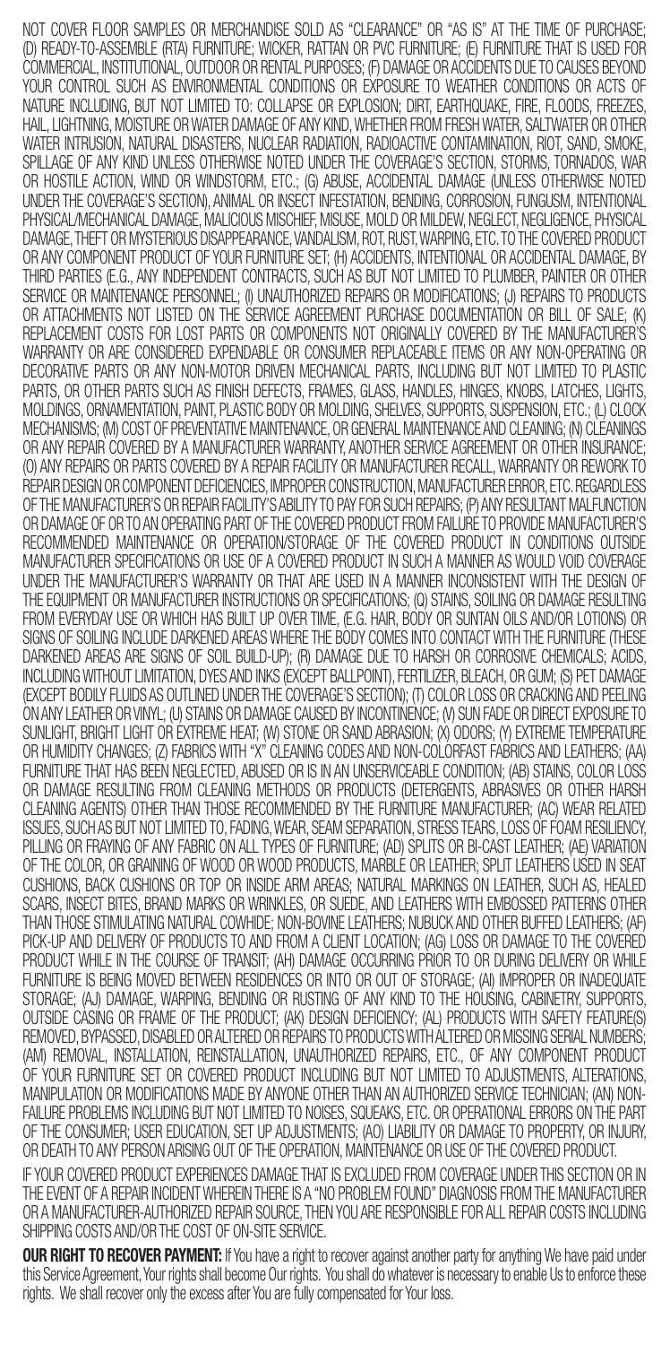NOT COVER FLOOR SAMPLES OR MERCHANDISE SOLD AS "CLEARANCE" OR "AS IS" AT THE TIME OF PURCHASE; (D) READY-TO-ASSEMBLE (RTA) FURNITURE; WICKER, RATTAN OR PVC FURNITURE; (E) FURNITURE THAT IS USED FOR COMMERCIAL, INSTITUTIONAL, OUTDOOR OR RENTAL PURPOSES; (F) DAMAGE OR ACCIDENTS DUE TO CAUSES BEYOND YOUR CONTROL SUCH AS ENVIRONMENTAL CONDITIONS OR EXPOSURE TO WEATHER CONDITIONS OR ACTS OF NATURE INCLUDING, BUT NOT LIMITED TO: COLLAPSE OR EXPLOSION; DIRT, EARTHQUAKE, FIRE, FLOODS, FREEZES, HAIL, LIGHTNING, MOISTURE OR WATER DAMAGE OF ANY KIND, WHETHER FROM FRESH WATER, SALTWATER OR OTHER WATER INTRUSION, NATURAL DISASTERS, NUCLEAR RADIATION, RADIOACTIVE CONTAMINATION, RIOT, SAND, SMOKE, SPILLAGE OF ANY KIND UNLESS OTHERWISE NOTED UNDER THE COVERAGE'S SECTION, STORMS, TORNADOS, WAR OR HOSTILE ACTION, WIND OR WINDSTORM, ETC.; (G) ABUSE, ACCIDENTAL DAMAGE (UNLESS OTHERWISE NOTED UNDER THE COVERAGE'S SECTION), ANIMAL OR INSECT INFESTATION, BENDING, CORROSION, FUNGUSM, INTENTIONAL PHYSICAL/MECHANICAL DAMAGE, MALICIOUS MISCHIEF, MISUSE, MOLD OR MILDEW, NEGLECT, NEGLIGENCE, PHYSICAL DAMAGE, THEFT OR MYSTERIOUS DISAPPEARANCE, VANDALISM, ROT, RUST, WARPING, ETC. TO THE COVERED PRODUCT OR ANY COMPONENT PRODUCT OF YOUR FURNITURE SET; (H) ACCIDENTS, INTENTIONAL OR ACCIDENTAL DAMAGE, BY THIRD PARTIES (E.G., ANY INDEPENDENT CONTRACTS, SUCH AS BUT NOT LIMITED TO PLUMBER, PAINTER OR OTHER SERVICE OR MAINTENANCE PERSONNEL; (I) UNAUTHORIZED REPAIRS OR MODIFICATIONS; (J) REPAIRS TO PRODUCTS OR ATTACHMENTS NOT LISTED ON THE SERVICE AGREEMENT PURCHASE DOCUMENTATION OR BILL OF SALE; (K) REPLACEMENT COSTS FOR LOST PARTS OR COMPONENTS NOT ORIGINALLY COVERED BY THE MANUFACTURER'S WARRANTY OR ARE CONSIDERED EXPENDABLE OR CONSUMER REPLACEABLE ITEMS OR ANY NON-OPERATING OR DECORATIVE PARTS OR ANY NON-MOTOR DRIVEN MECHANICAL PARTS, INCLUDING BUT NOT LIMITED TO PLASTIC PARTS, OR OTHER PARTS SUCH AS FINISH DEFECTS, FRAMES, GLASS, HANDLES, HINGES, KNOBS, LATCHES, LIGHTS, MOLDINGS, ORNAMENTATION, PAINT, PLASTIC BODY OR MOLDING, SHELVES, SUPPORTS, SUSPENSION, ETC.; (L) CLOCK MECHANISMS; (M) COST OF PREVENTATIVE MAINTENANCE, OR GENERAL MAINTENANCE AND CLEANING; (N) CLEANINGS OR ANY REPAIR COVERED BY A MANUFACTURER WARRANTY, ANOTHER SERVICE AGREEMENT OR OTHER INSURANCE; (O) ANY REPAIRS OR PARTS COVERED BY A REPAIR FACILITY OR MANUFACTURER RECALL, WARRANTY OR REWORK TO REPAIR DESIGN OR COMPONENT DEFICIENCIES, IMPROPER CONSTRUCTION, MANUFACTURER ERROR, ETC. REGARDLESS OF THE MANUFACTURER'S OR REPAIR FACILITY'S ABILITY TO PAY FOR SUCH REPAIRS; (P) ANY RESULTANT MALFUNCTION OR DAMAGE OF OR TO AN OPERATING PART OF THE COVERED PRODUCT FROM FAILURE TO PROVIDE MANUFACTURER'S RECOMMENDED MAINTENANCE OR OPERATION/STORAGE OF THE COVERED PRODUCT IN CONDITIONS OUTSIDE MANUFACTURER SPECIFICATIONS OR USE OF A COVERED PRODUCT IN SUCH A MANNER AS WOULD VOID COVERAGE UNDER THE MANUFACTURER'S WARRANTY OR THAT ARE USED IN A MANNER INCONSISTENT WITH THE DESIGN OF THE EQUIPMENT OR MANUFACTURER INSTRUCTIONS OR SPECIFICATIONS; (Q) STAINS, SOILING OR DAMAGE RESULTING FROM EVERYDAY USE OR WHICH HAS BUILT UP OVER TIME, (E.G. HAIR, BODY OR SUNTAN OILS AND/OR LOTIONS) OR SIGNS OF SOILING INCLUDE DARKENED AREAS WHERE THE BODY COMES INTO CONTACT WITH THE FURNITURE (THESE DARKENED AREAS ARE SIGNS OF SOIL BUILD-UP); (R) DAMAGE DUE TO HARSH OR CORROSIVE CHEMICALS; ACIDS, INCLUDING WITHOUT LIMITATION, DYES AND INKS (EXCEPT BALLPOINT), FERTILIZER, BLEACH, OR GUM; (S) PET DAMAGE (EXCEPT BODILY FLUIDS AS OUTLINED UNDER THE COVERAGE'S SECTION); (T) COLOR LOSS OR CRACKING AND PEELING ON ANY LEATHER OR VINYL; (U) STAINS OR DAMAGE CAUSED BY INCONTINENCE; (V) SUN FADE OR DIRECT EXPOSURE TO SUNLIGHT, BRIGHT LIGHT OR EXTREME HEAT; (W) STONE OR SAND ABRASION; (X) ODORS; (Y) EXTREME TEMPERATURE OR HUMIDITY CHANGES; (Z) FABRICS WITH "X" CLEANING CODES AND NON-COLORFAST FABRICS AND LEATHERS; (AA) FURNITURE THAT HAS BEEN NEGLECTED, ABUSED OR IS IN AN UNSERVICEABLE CONDITION; (AB) STAINS, COLOR LOSS OR DAMAGE RESULTING FROM CLEANING METHODS OR PRODUCTS (DETERGENTS, ABRASIVES OR OTHER HARSH CLEANING AGENTS) OTHER THAN THOSE RECOMMENDED BY THE FURNITURE MANUFACTURER; (AC) WEAR RELATED ISSUES, SUCH AS BUT NOT LIMITED TO, FADING, WEAR, SEAM SEPARATION, STRESS TEARS, LOSS OF FOAM RESILIENCY, PILLING OR FRAYING OF ANY FABRIC ON ALL TYPES OF FURNITURE; (AD) SPLITS OR BI-CAST LEATHER; (AE) VARIATION OF THE COLOR, OR GRAINING OF WOOD OR WOOD PRODUCTS, MARBLE OR LEATHER; SPLIT LEATHERS USED IN SEAT CUSHIONS, BACK CUSHIONS OR TOP OR INSIDE ARM AREAS; NATURAL MARKINGS ON LEATHER, SUCH AS, HEALED SCARS, INSECT BITES, BRAND MARKS OR WRINKLES, OR SUEDE, AND LEATHERS WITH EMBOSSED PATTERNS OTHER THAN THOSE STIMULATING NATURAL COWHIDE; NON-BOVINE LEATHERS; NUBUCK AND OTHER BUFFED LEATHERS; (AF) PICK-UP AND DELIVERY OF PRODUCTS TO AND FROM A CLIENT LOCATION; (AG) LOSS OR DAMAGE TO THE COVERED PRODUCT WHILE IN THE COURSE OF TRANSIT; (AH) DAMAGE OCCURRING PRIOR TO OR DURING DELIVERY OR WHILE FURNITURE IS BEING MOVED BETWEEN RESIDENCES OR INTO OR OUT OF STORAGE; (AI) IMPROPER OR INADEQUATE STORAGE; (AJ) DAMAGE, WARPING, BENDING OR RUSTING OF ANY KIND TO THE HOUSING, CABINETRY, SUPPORTS, OUTSIDE CASING OR FRAME OF THE PRODUCT; (AK) DESIGN DEFICIENCY; (AL) PRODUCTS WITH SAFETY FEATURE(S) REMOVED, BYPASSED, DISABLED OR ALTERED OR REPAIRS TO PRODUCTS WITH ALTERED OR MISSING SERIAL NUMBERS; (AM) REMOVAL, INSTALLATION, REINSTALLATION, UNAUTHORIZED REPAIRS, ETC., OF ANY COMPONENT PRODUCT OF YOUR FURNITURE SET OR COVERED PRODUCT INCLUDING BUT NOT LIMITED TO ADJUSTMENTS, ALTERATIONS, MANIPULATION OR MODIFICATIONS MADE BY ANYONE OTHER THAN AN AUTHORIZED SERVICE TECHNICIAN; (AN) NON-FAILURE PROBLEMS INCLUDING BUT NOT LIMITED TO NOISES, SQUEAKS, ETC. OR OPERATIONAL ERRORS ON THE PART OF THE CONSUMER; USER EDUCATION, SET UP ADJUSTMENTS; (AO) LIABILITY OR DAMAGE TO PROPERTY, OR INJURY, OR DEATH TO ANY PERSON ARISING OUT OF THE OPERATION, MAINTENANCE OR USE OF THE COVERED PRODUCT.

IF YOUR COVERED PRODUCT EXPERIENCES DAMAGE THAT IS EXCLUDED FROM COVERAGE UNDER THIS SECTION OR IN THE EVENT OF A REPAIR INCIDENT WHEREIN THERE IS A "NO PROBLEM FOUND" DIAGNOSIS FROM THE MANUFACTURER OR A MANUFACTURER-AUTHORIZED REPAIR SOURCE, THEN YOU ARE RESPONSIBLE FOR ALL REPAIR COSTS INCLUDING SHIPPING COSTS AND/OR THE COST OF ON-SITE SERVICE.

**OUR RIGHT TO RECOVER PAYMENT:** If You have a right to recover against another party for anything We have paid under this Service Agreement, Your rights shall become Our rights. You shall do whatever is necessary to enable Us to enforce these rights. We shall recover only the excess after You are fully compensated for Your loss.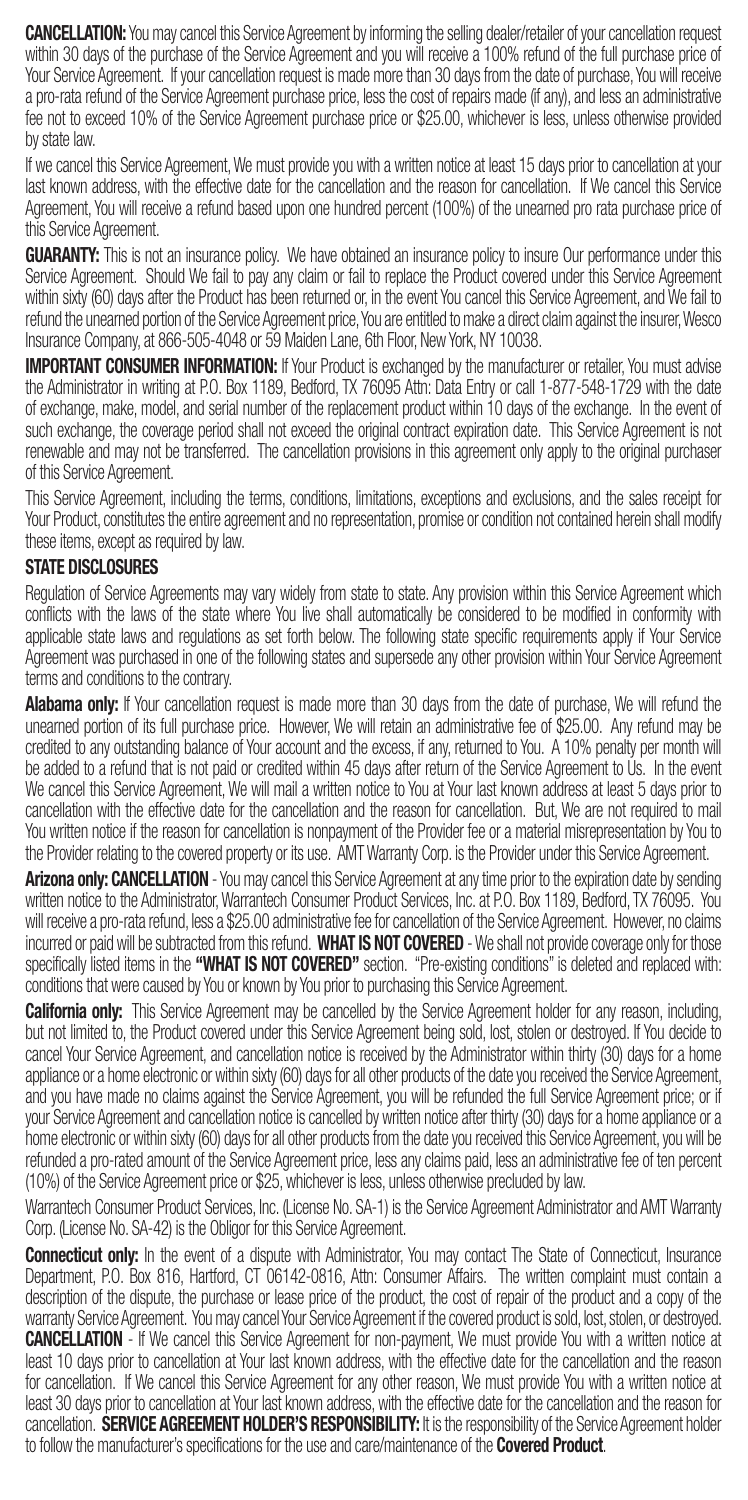**CANCELLATION:** You may cancel this Service Agreement by informing the selling dealer/retailer of your cancellation request within 30 days of the purchase of the Service Agreement and you will receive a 100% refund of the full purchase price of Your Service Agreement. If your cancellation request is made more than 30 days from the date of purchase, You will receive a pro-rata refund of the Service Agreement purchase price, less the cost of repairs made (if any), and less an administrative fee not to exceed 10% of the Service Agreement purchase price or $25.00, whichever is less, unless otherwise provided by state law.

If we cancel this Service Agreement, We must provide you with a written notice at least 15 days prior to cancellation at your last known address, with the effective date for the cancellation and the reason for cancellation. If We cancel this Service Agreement, You will receive a refund based upon one hundred percent (100%) of the unearned pro rata purchase price of this Service Agreement.

**GUARANTY:** This is not an insurance policy. We have obtained an insurance policy to insure Our performance under this Service Agreement. Should We fail to pay any claim or fail to replace the Product covered under this Service Agreement within sixty (60) days after the Product has been returned or, in the event You cancel this Service Agreement, and We fail to refund the unearned portion of the Service Agreement price, You are entitled to make a direct claim against the insurer, Wesco Insurance Company, at 866-505-4048 or 59 Maiden Lane, 6th Floor, New York, NY 10038.

**IMPORTANT CONSUMER INFORMATION:** If Your Product is exchanged by the manufacturer or retailer, You must advise the Administrator in writing at P.O. Box 1189, Bedford, TX 76095 Attn: Data Entry or call 1-877-548-1729 with the date of exchange, make, model, and serial number of the replacement product within 10 days of the exchange. In the event of such exchange, the coverage period shall not exceed the original contract expiration date. This Service Agreement is not renewable and may not be transferred. The cancellation provisions in this agreement only apply to the original purchaser of this Service Agreement.

This Service Agreement, including the terms, conditions, limitations, exceptions and exclusions, and the sales receipt for Your Product, constitutes the entire agreement and no representation, promise or condition not contained herein shall modify these items, except as required by law.

## STATE DISCLOSURES

Regulation of Service Agreements may vary widely from state to state. Any provision within this Service Agreement which conflicts with the laws of the state where You live shall automatically be considered to be modified in conformity with applicable state laws and regulations as set forth below. The following state specific requirements apply if Your Service Agreement was purchased in one of the following states and supersede any other provision within Your Service Agreement terms and conditions to the contrary.

**Alabama only:** If Your cancellation request is made more than 30 days from the date of purchase, We will refund the unearned portion of its full purchase price. However, We will retain an administrative fee of $25.00. Any refund may be credited to any outstanding balance of Your account and the excess, if any, returned to You. A 10% penalty per month will be added to a refund that is not paid or credited within 45 days after return of the Service Agreement to Us. In the event We cancel this Service Agreement, We will mail a written notice to You at Your last known address at least 5 days prior to cancellation with the effective date for the cancellation and the reason for cancellation. But, We are not required to mail You written notice if the reason for cancellation is nonpayment of the Provider fee or a material misrepresentation by You to the Provider relating to the covered property or its use. AMT Warranty Corp. is the Provider under this Service Agreement.

**Arizona only: CANCELLATION** - You may cancel this Service Agreement at any time prior to the expiration date by sending written notice to the Administrator, Warrantech Consumer Product Services, Inc. at P.O. Box 1189, Bedford, TX 76095. You will receive a pro-rata refund, less a $25.00 administrative fee for cancellation of the Service Agreement. However, no claims incurred or paid will be subtracted from this refund. **WHAT IS NOT COVERED** - We shall not provide coverage only for those specifically listed items in the **"WHAT IS NOT COVERED"** section. "Pre-existing conditions" is deleted and replaced with: conditions that were caused by You or known by You prior to purchasing this Service Agreement.

**California only:** This Service Agreement may be cancelled by the Service Agreement holder for any reason, including, but not limited to, the Product covered under this Service Agreement being sold, lost, stolen or destroyed. If You decide to cancel Your Service Agreement, and cancellation notice is received by the Administrator within thirty (30) days for a home appliance or a home electronic or within sixty (60) days for all other products of the date you received the Service Agreement, and you have made no claims against the Service Agreement, you will be refunded the full Service Agreement price; or if your Service Agreement and cancellation notice is cancelled by written notice after thirty (30) days for a home appliance or a home electronic or within sixty (60) days for all other products from the date you received this Service Agreement, you will be refunded a pro-rated amount of the Service Agreement price, less any claims paid, less an administrative fee of ten percent (10%) of the Service Agreement price or $25, whichever is less, unless otherwise precluded by law.

Warrantech Consumer Product Services, Inc. (License No. SA-1) is the Service Agreement Administrator and AMT Warranty Corp. (License No. SA-42) is the Obligor for this Service Agreement.

**Connecticut only:** In the event of a dispute with Administrator, You may contact The State of Connecticut, Insurance Department, P.O. Box 816, Hartford, CT 06142-0816, Attn: Consumer Affairs. The written complaint must contain a description of the dispute, the purchase or lease price of the product, the cost of repair of the product and a copy of the warranty Service Agreement. You may cancel Your Service Agreement if the covered product is sold, lost, stolen, or destroyed. **CANCELLATION** - If We cancel this Service Agreement for non-payment, We must provide You with a written notice at least 10 days prior to cancellation at Your last known address, with the effective date for the cancellation and the reason for cancellation. If We cancel this Service Agreement for any other reason, We must provide You with a written notice at least 30 days prior to cancellation at Your last known address, with the effective date for the cancellation and the reason for cancellation. **SERVICE AGREEMENT HOLDER'S RESPONSIBILITY:** It is the responsibility of the Service Agreement holder to follow the manufacturer's specifications for the use and care/maintenance of the **Covered Product**.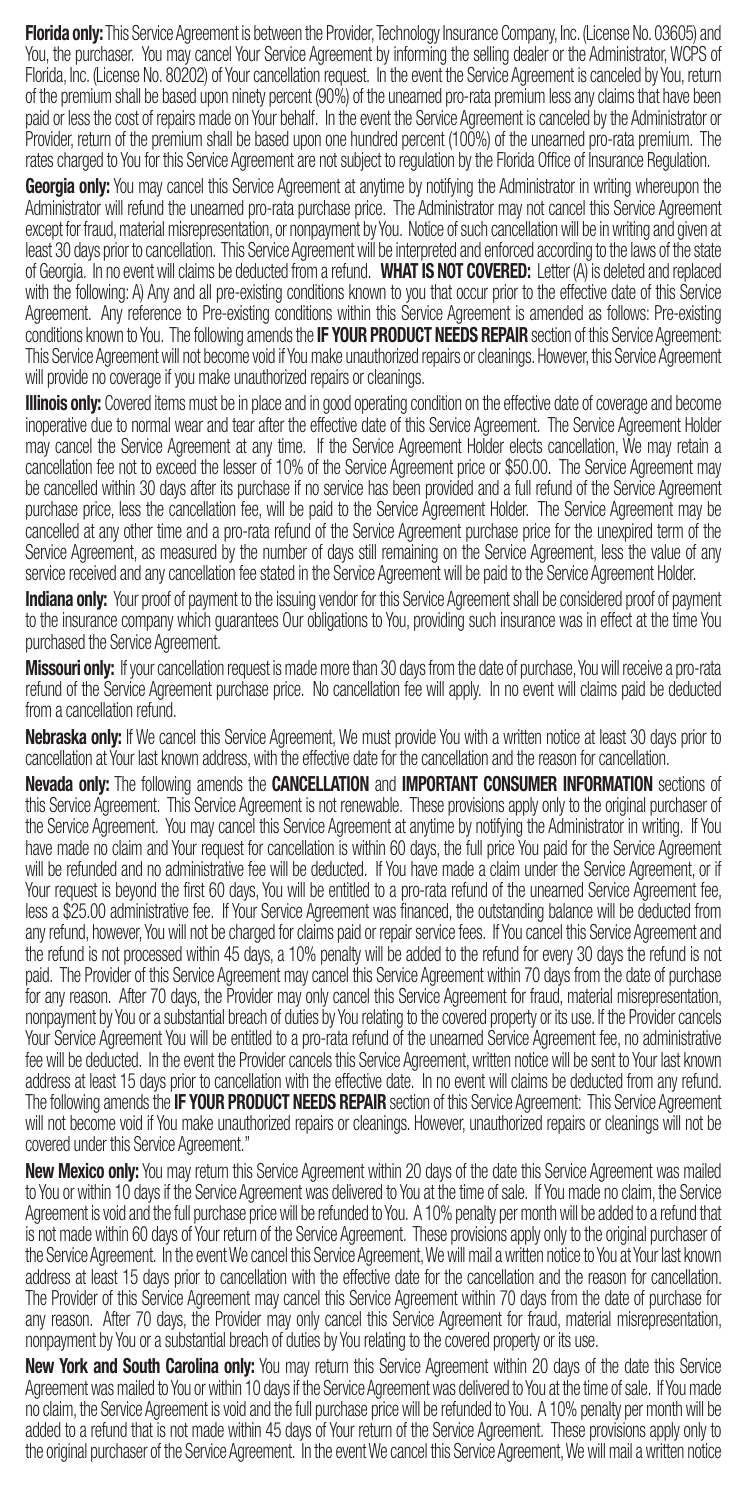**Florida only:** This Service Agreement is between the Provider, Technology Insurance Company, Inc. (License No. 03605) and You, the purchaser. You may cancel Your Service Agreement by informing the selling dealer or the Administrator, WCPS of Florida, Inc. (License No. 80202) of Your cancellation request. In the event the Service Agreement is canceled by You, return of the premium shall be based upon ninety percent (90%) of the unearned pro-rata premium less any claims that have been paid or less the cost of repairs made on Your behalf. In the event the Service Agreement is canceled by the Administrator or Provider, return of the premium shall be based upon one hundred percent (100%) of the unearned pro-rata premium. The rates charged to You for this Service Agreement are not subject to regulation by the Florida Office of Insurance Regulation.

**Georgia only:** You may cancel this Service Agreement at anytime by notifying the Administrator in writing whereupon the Administrator will refund the unearned pro-rata purchase price. The Administrator may not cancel this Service Agreement except for fraud, material misrepresentation, or nonpayment by You. Notice of such cancellation will be in writing and given at least 30 days prior to cancellation. This Service Agreement will be interpreted and enforced according to the laws of the state of Georgia. In no event will claims be deducted from a refund. **WHAT IS NOT COVERED:** Letter (A) is deleted and replaced with the following: A) Any and all pre-existing conditions known to you that occur prior to the effective date of this Service Agreement. Any reference to Pre-existing conditions within this Service Agreement is amended as follows: Pre-existing conditions known to You. The following amends the **IF YOUR PRODUCT NEEDS REPAIR** section of this Service Agreement: This Service Agreement will not become void if You make unauthorized repairs or cleanings. However, this Service Agreement will provide no coverage if you make unauthorized repairs or cleanings.

**Illinois only:** Covered items must be in place and in good operating condition on the effective date of coverage and become inoperative due to normal wear and tear after the effective date of this Service Agreement. The Service Agreement Holder may cancel the Service Agreement at any time. If the Service Agreement Holder elects cancellation, We may retain a cancellation fee not to exceed the lesser of 10% of the Service Agreement price or $50.00. The Service Agreement may be cancelled within 30 days after its purchase if no service has been provided and a full refund of the Service Agreement purchase price, less the cancellation fee, will be paid to the Service Agreement Holder. The Service Agreement may be cancelled at any other time and a pro-rata refund of the Service Agreement purchase price for the unexpired term of the Service Agreement, as measured by the number of days still remaining on the Service Agreement, less the value of any service received and any cancellation fee stated in the Service Agreement will be paid to the Service Agreement Holder.

**Indiana only:** Your proof of payment to the issuing vendor for this Service Agreement shall be considered proof of payment to the insurance company which guarantees Our obligations to You, providing such insurance was in effect at the time You purchased the Service Agreement.

**Missouri only:** If your cancellation request is made more than 30 days from the date of purchase, You will receive a pro-rata refund of the Service Agreement purchase price. No cancellation fee will apply. In no event will claims paid be deducted from a cancellation refund.

**Nebraska only:** If We cancel this Service Agreement, We must provide You with a written notice at least 30 days prior to cancellation at Your last known address, with the effective date for the cancellation and the reason for cancellation.

**Nevada only:** The following amends the **CANCELLATION** and **IMPORTANT CONSUMER INFORMATION** sections of this Service Agreement. This Service Agreement is not renewable. These provisions apply only to the original purchaser of the Service Agreement. You may cancel this Service Agreement at anytime by notifying the Administrator in writing. If You have made no claim and Your request for cancellation is within 60 days, the full price You paid for the Service Agreement will be refunded and no administrative fee will be deducted. If You have made a claim under the Service Agreement, or if Your request is beyond the first 60 days, You will be entitled to a pro-rata refund of the unearned Service Agreement fee, less a $25.00 administrative fee. If Your Service Agreement was financed, the outstanding balance will be deducted from any refund, however, You will not be charged for claims paid or repair service fees. If You cancel this Service Agreement and the refund is not processed within 45 days, a 10% penalty will be added to the refund for every 30 days the refund is not paid. The Provider of this Service Agreement may cancel this Service Agreement within 70 days from the date of purchase for any reason. After 70 days, the Provider may only cancel this Service Agreement for fraud, material misrepresentation, nonpayment by You or a substantial breach of duties by You relating to the covered property or its use. If the Provider cancels Your Service Agreement You will be entitled to a pro-rata refund of the unearned Service Agreement fee, no administrative fee will be deducted. In the event the Provider cancels this Service Agreement, written notice will be sent to Your last known address at least 15 days prior to cancellation with the effective date. In no event will claims be deducted from any refund. The following amends the **IF YOUR PRODUCT NEEDS REPAIR** section of this Service Agreement: This Service Agreement will not become void if You make unauthorized repairs or cleanings. However, unauthorized repairs or cleanings will not be covered under this Service Agreement."

**New Mexico only:** You may return this Service Agreement within 20 days of the date this Service Agreement was mailed to You or within 10 days if the Service Agreement was delivered to You at the time of sale. If You made no claim, the Service Agreement is void and the full purchase price will be refunded to You. A 10% penalty per month will be added to a refund that is not made within 60 days of Your return of the Service Agreement. These provisions apply only to the original purchaser of the Service Agreement. In the event We cancel this Service Agreement, We will mail a written notice to You at Your last known address at least 15 days prior to cancellation with the effective date for the cancellation and the reason for cancellation. The Provider of this Service Agreement may cancel this Service Agreement within 70 days from the date of purchase for any reason. After 70 days, the Provider may only cancel this Service Agreement for fraud, material misrepresentation, nonpayment by You or a substantial breach of duties by You relating to the covered property or its use.

**New York and South Carolina only:** You may return this Service Agreement within 20 days of the date this Service Agreement was mailed to You or within 10 days if the Service Agreement was delivered to You at the time of sale. If You made no claim, the Service Agreement is void and the full purchase price will be refunded to You. A 10% penalty per month will be added to a refund that is not made within 45 days of Your return of the Service Agreement. These provisions apply only to the original purchaser of the Service Agreement. In the event We cancel this Service Agreement, We will mail a written notice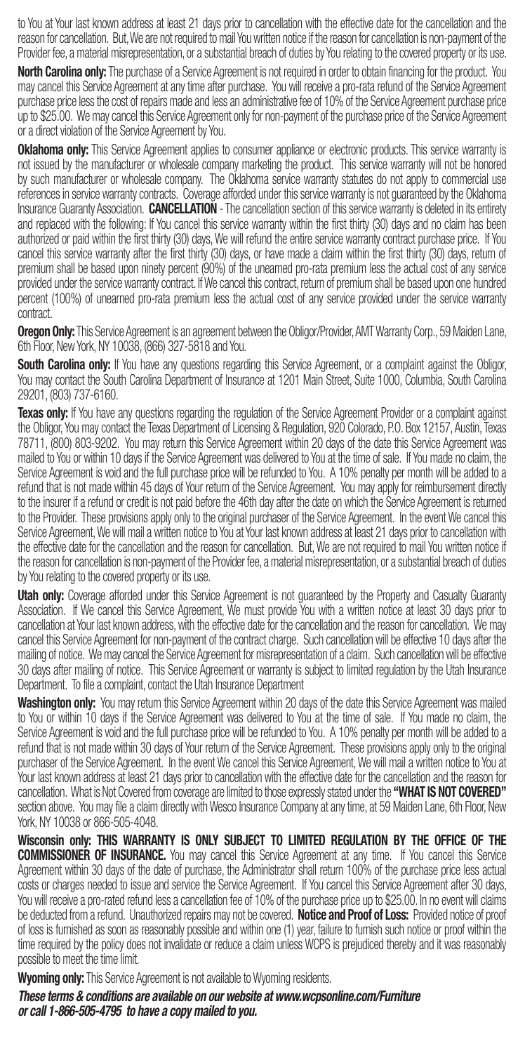to You at Your last known address at least 21 days prior to cancellation with the effective date for the cancellation and the reason for cancellation. But, We are not required to mail You written notice if the reason for cancellation is non-payment of the Provider fee, a material misrepresentation, or a substantial breach of duties by You relating to the covered property or its use.

**North Carolina only:** The purchase of a Service Agreement is not required in order to obtain financing for the product. You may cancel this Service Agreement at any time after purchase. You will receive a pro-rata refund of the Service Agreement purchase price less the cost of repairs made and less an administrative fee of 10% of the Service Agreement purchase price up to $25.00. We may cancel this Service Agreement only for non-payment of the purchase price of the Service Agreement or a direct violation of the Service Agreement by You.

**Oklahoma only:** This Service Agreement applies to consumer appliance or electronic products. This service warranty is not issued by the manufacturer or wholesale company marketing the product. This service warranty will not be honored by such manufacturer or wholesale company. The Oklahoma service warranty statutes do not apply to commercial use references in service warranty contracts. Coverage afforded under this service warranty is not guaranteed by the Oklahoma Insurance Guaranty Association. **CANCELLATION** - The cancellation section of this service warranty is deleted in its entirety and replaced with the following: If You cancel this service warranty within the first thirty (30) days and no claim has been authorized or paid within the first thirty (30) days, We will refund the entire service warranty contract purchase price. If You cancel this service warranty after the first thirty (30) days, or have made a claim within the first thirty (30) days, return of premium shall be based upon ninety percent (90%) of the unearned pro-rata premium less the actual cost of any service provided under the service warranty contract. If We cancel this contract, return of premium shall be based upon one hundred percent (100%) of unearned pro-rata premium less the actual cost of any service provided under the service warranty contract.

**Oregon Only:** This Service Agreement is an agreement between the Obligor/Provider, AMT Warranty Corp., 59 Maiden Lane, 6th Floor, New York, NY 10038, (866) 327-5818 and You.

**South Carolina only:** If You have any questions regarding this Service Agreement, or a complaint against the Obligor, You may contact the South Carolina Department of Insurance at 1201 Main Street, Suite 1000, Columbia, South Carolina 29201, (803) 737-6160.

**Texas only:** If You have any questions regarding the regulation of the Service Agreement Provider or a complaint against the Obligor, You may contact the Texas Department of Licensing & Regulation, 920 Colorado, P.O. Box 12157, Austin, Texas 78711, (800) 803-9202. You may return this Service Agreement within 20 days of the date this Service Agreement was mailed to You or within 10 days if the Service Agreement was delivered to You at the time of sale. If You made no claim, the Service Agreement is void and the full purchase price will be refunded to You. A 10% penalty per month will be added to a refund that is not made within 45 days of Your return of the Service Agreement. You may apply for reimbursement directly to the insurer if a refund or credit is not paid before the 46th day after the date on which the Service Agreement is returned to the Provider. These provisions apply only to the original purchaser of the Service Agreement. In the event We cancel this Service Agreement, We will mail a written notice to You at Your last known address at least 21 days prior to cancellation with the effective date for the cancellation and the reason for cancellation. But, We are not required to mail You written notice if the reason for cancellation is non-payment of the Provider fee, a material misrepresentation, or a substantial breach of duties by You relating to the covered property or its use.

**Utah only:** Coverage afforded under this Service Agreement is not guaranteed by the Property and Casualty Guaranty Association. If We cancel this Service Agreement, We must provide You with a written notice at least 30 days prior to cancellation at Your last known address, with the effective date for the cancellation and the reason for cancellation. We may cancel this Service Agreement for non-payment of the contract charge. Such cancellation will be effective 10 days after the mailing of notice. We may cancel the Service Agreement for misrepresentation of a claim. Such cancellation will be effective 30 days after mailing of notice. This Service Agreement or warranty is subject to limited regulation by the Utah Insurance Department. To file a complaint, contact the Utah Insurance Department

**Washington only:** You may return this Service Agreement within 20 days of the date this Service Agreement was mailed to You or within 10 days if the Service Agreement was delivered to You at the time of sale. If You made no claim, the Service Agreement is void and the full purchase price will be refunded to You. A 10% penalty per month will be added to a refund that is not made within 30 days of Your return of the Service Agreement. These provisions apply only to the original purchaser of the Service Agreement. In the event We cancel this Service Agreement, We will mail a written notice to You at Your last known address at least 21 days prior to cancellation with the effective date for the cancellation and the reason for cancellation. What is Not Covered from coverage are limited to those expressly stated under the **"WHAT IS NOT COVERED"** section above. You may file a claim directly with Wesco Insurance Company at any time, at 59 Maiden Lane, 6th Floor, New York, NY 10038 or 866-505-4048.

**Wisconsin only: THIS WARRANTY IS ONLY SUBJECT TO LIMITED REGULATION BY THE OFFICE OF THE COMMISSIONER OF INSURANCE.** You may cancel this Service Agreement at any time. If You cancel this Service Agreement within 30 days of the date of purchase, the Administrator shall return 100% of the purchase price less actual costs or charges needed to issue and service the Service Agreement. If You cancel this Service Agreement after 30 days, You will receive a pro-rated refund less a cancellation fee of 10% of the purchase price up to $25.00. In no event will claims be deducted from a refund. Unauthorized repairs may not be covered. **Notice and Proof of Loss:** Provided notice of proof of loss is furnished as soon as reasonably possible and within one (1) year, failure to furnish such notice or proof within the time required by the policy does not invalidate or reduce a claim unless WCPS is prejudiced thereby and it was reasonably possible to meet the time limit.

**Wyoming only:** This Service Agreement is not available to Wyoming residents.

***These terms & conditions are available on our website at www.wcpsonline.com/Furniture or call 1-866-505-4795 to have a copy mailed to you.***